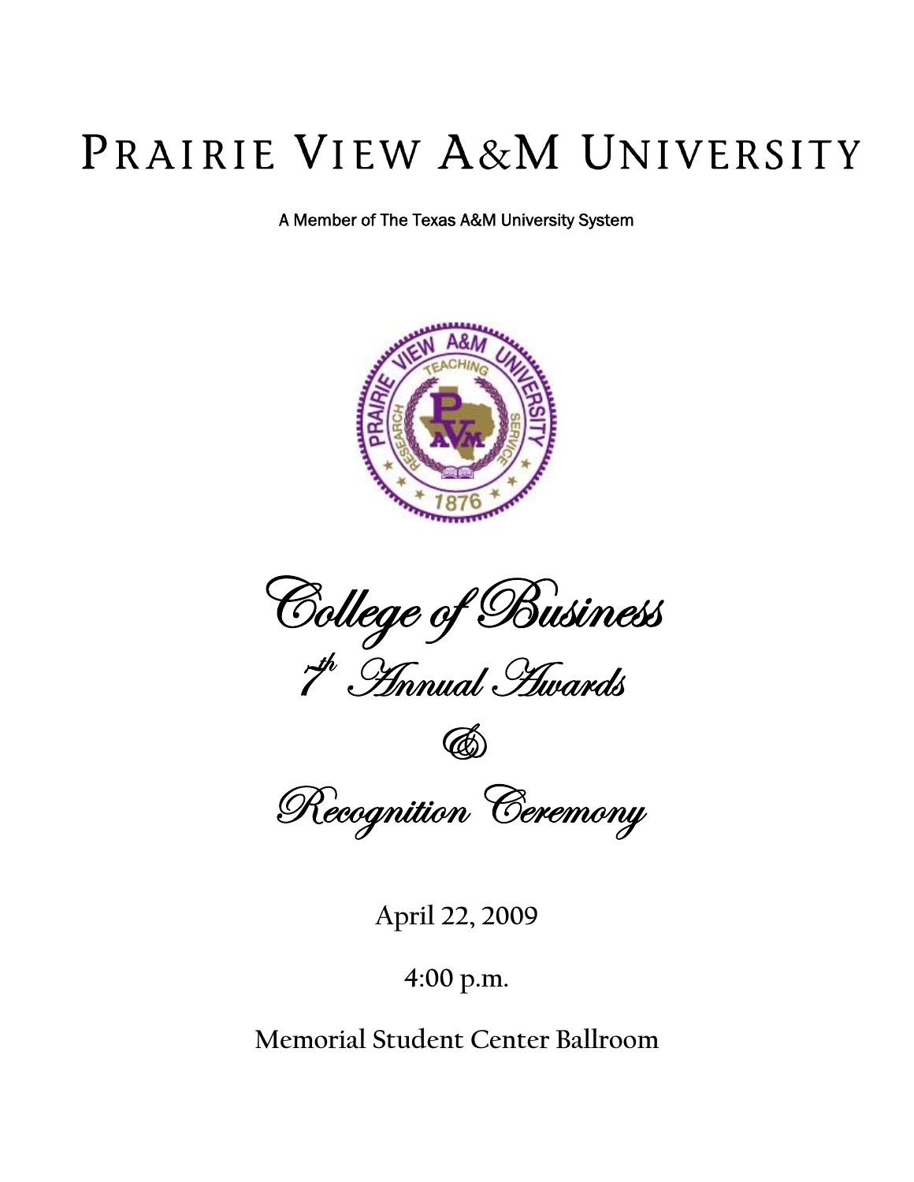# PRAIRIE VIEW A&M UNIVERSITY

A Member of The Texas A&M University System

## *College of Business*

## *7th Annual Awards*

## *&*

## *Recognition Ceremony*

April 22, 2009

4:00 p.m.

Memorial Student Center Ballroom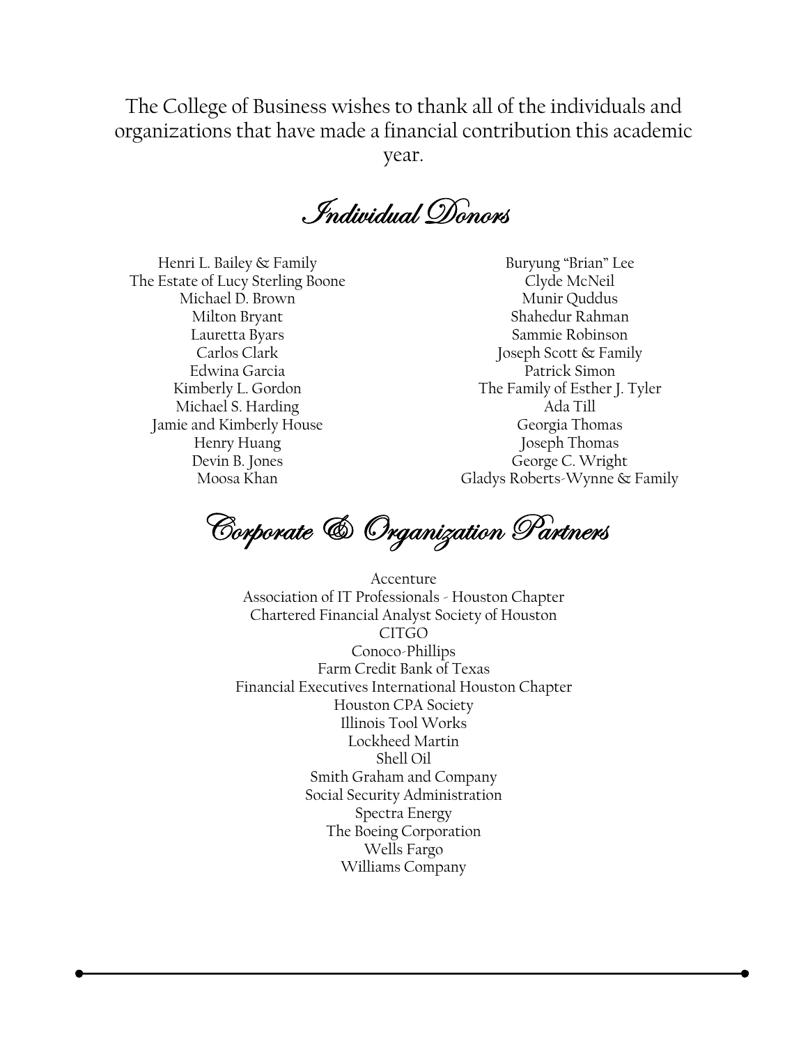The College of Business wishes to thank all of the individuals and organizations that have made a financial contribution this academic year.

## Individual Donors

Henri L. Bailey & Family
The Estate of Lucy Sterling Boone
Michael D. Brown
Milton Bryant
Lauretta Byars
Carlos Clark
Edwina Garcia
Kimberly L. Gordon
Michael S. Harding
Jamie and Kimberly House
Henry Huang
Devin B. Jones
Moosa Khan
Buryung "Brian" Lee
Clyde McNeil
Munir Quddus
Shahedur Rahman
Sammie Robinson
Joseph Scott & Family
Patrick Simon
The Family of Esther J. Tyler
Ada Till
Georgia Thomas
Joseph Thomas
George C. Wright
Gladys Roberts-Wynne & Family

## Corporate & Organization Partners

Accenture
Association of IT Professionals - Houston Chapter
Chartered Financial Analyst Society of Houston
CITGO
Conoco-Phillips
Farm Credit Bank of Texas
Financial Executives International Houston Chapter
Houston CPA Society
Illinois Tool Works
Lockheed Martin
Shell Oil
Smith Graham and Company
Social Security Administration
Spectra Energy
The Boeing Corporation
Wells Fargo
Williams Company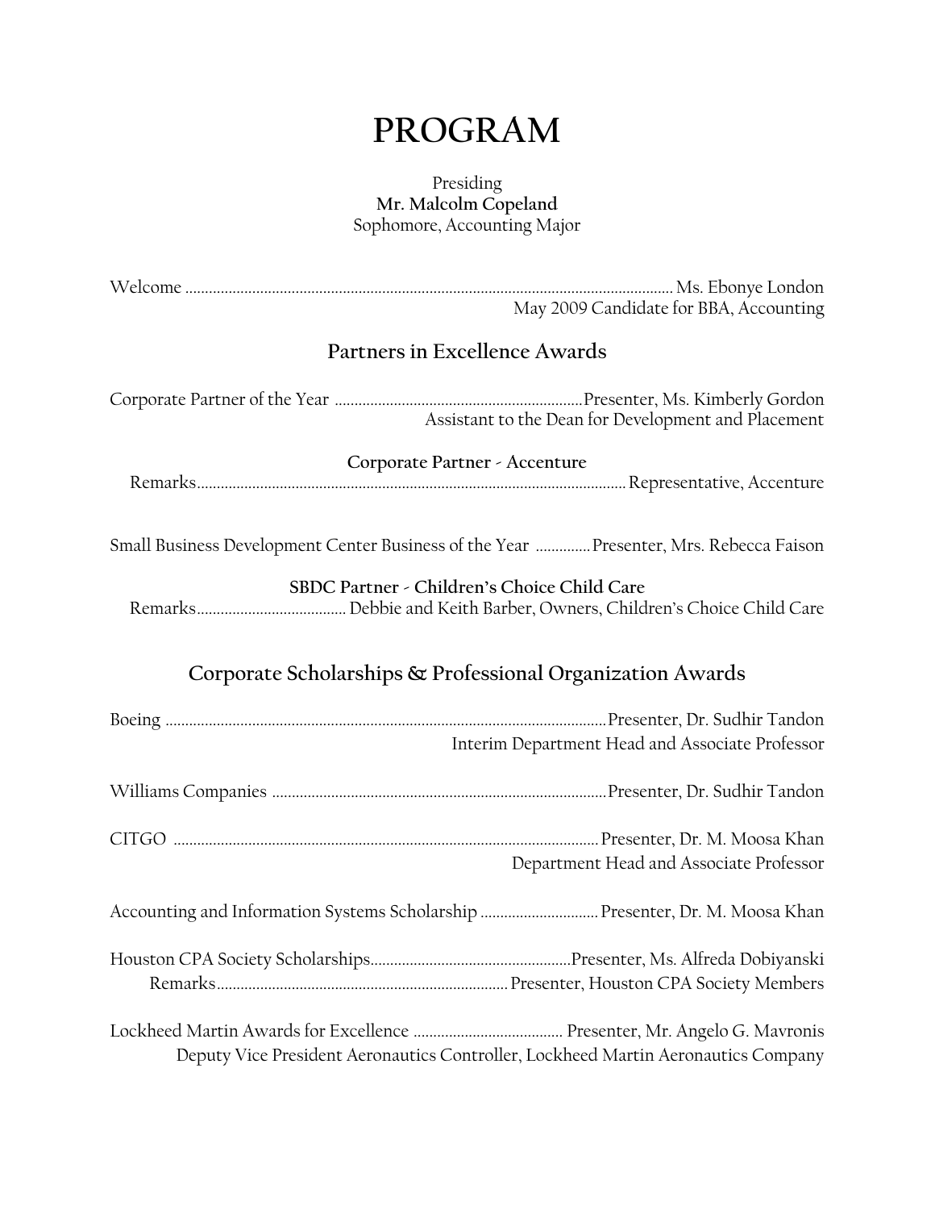# PROGRAM

Presiding
**Mr. Malcolm Copeland**
Sophomore, Accounting Major

Welcome ........................................................................................................................ Ms. Ebonye London
May 2009 Candidate for BBA, Accounting

## Partners in Excellence Awards

Corporate Partner of the Year ..............................................................Presenter, Ms. Kimberly Gordon
Assistant to the Dean for Development and Placement

**Corporate Partner - Accenture**

Remarks........................................................................................................ Representative, Accenture

Small Business Development Center Business of the Year .............Presenter, Mrs. Rebecca Faison

**SBDC Partner - Children's Choice Child Care**

Remarks..................................... Debbie and Keith Barber, Owners, Children's Choice Child Care

## Corporate Scholarships & Professional Organization Awards

Boeing .........................................................................................................Presenter, Dr. Sudhir Tandon
Interim Department Head and Associate Professor

Williams Companies ...................................................................................Presenter, Dr. Sudhir Tandon

CITGO ...........................................................................................................Presenter, Dr. M. Moosa Khan
Department Head and Associate Professor

Accounting and Information Systems Scholarship ..............................Presenter, Dr. M. Moosa Khan

Houston CPA Society Scholarships..................................................Presenter, Ms. Alfreda Dobiyanski

Remarks.........................................................................Presenter, Houston CPA Society Members

Lockheed Martin Awards for Excellence ..................................... Presenter, Mr. Angelo G. Mavronis
Deputy Vice President Aeronautics Controller, Lockheed Martin Aeronautics Company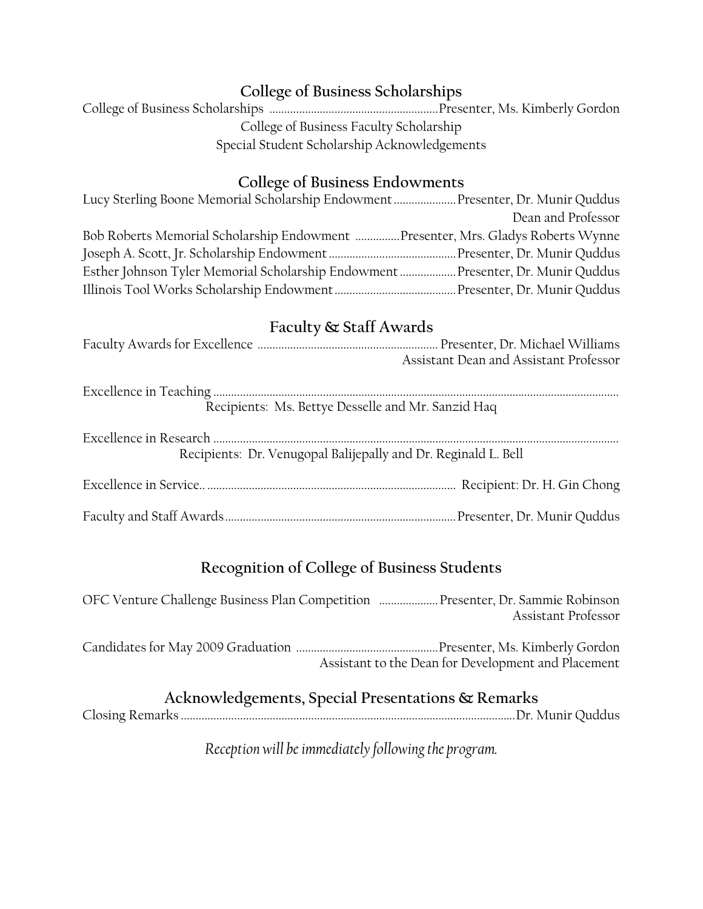## College of Business Scholarships

College of Business Scholarships ........................................................ Presenter, Ms. Kimberly Gordon

College of Business Faculty Scholarship

Special Student Scholarship Acknowledgements

## College of Business Endowments

Lucy Sterling Boone Memorial Scholarship Endowment .................... Presenter, Dr. Munir Quddus
Dean and Professor

Bob Roberts Memorial Scholarship Endowment ............... Presenter, Mrs. Gladys Roberts Wynne

Joseph A. Scott, Jr. Scholarship Endowment .......................................... Presenter, Dr. Munir Quddus

Esther Johnson Tyler Memorial Scholarship Endowment .................. Presenter, Dr. Munir Quddus

Illinois Tool Works Scholarship Endowment ......................................... Presenter, Dr. Munir Quddus

## Faculty & Staff Awards

Faculty Awards for Excellence ............................................................ Presenter, Dr. Michael Williams
Assistant Dean and Assistant Professor

Excellence in Teaching ..........................................................................................................................
Recipients: Ms. Bettye Desselle and Mr. Sanzid Haq

Excellence in Research ..........................................................................................................................
Recipients: Dr. Venugopal Balijepally and Dr. Reginald L. Bell

Excellence in Service.. ................................................................................... Recipient: Dr. H. Gin Chong

Faculty and Staff Awards ............................................................................ Presenter, Dr. Munir Quddus

## Recognition of College of Business Students

OFC Venture Challenge Business Plan Competition .................... Presenter, Dr. Sammie Robinson
Assistant Professor

Candidates for May 2009 Graduation ................................................ Presenter, Ms. Kimberly Gordon
Assistant to the Dean for Development and Placement

## Acknowledgements, Special Presentations & Remarks

Closing Remarks ............................................................................................................... Dr. Munir Quddus

*Reception will be immediately following the program.*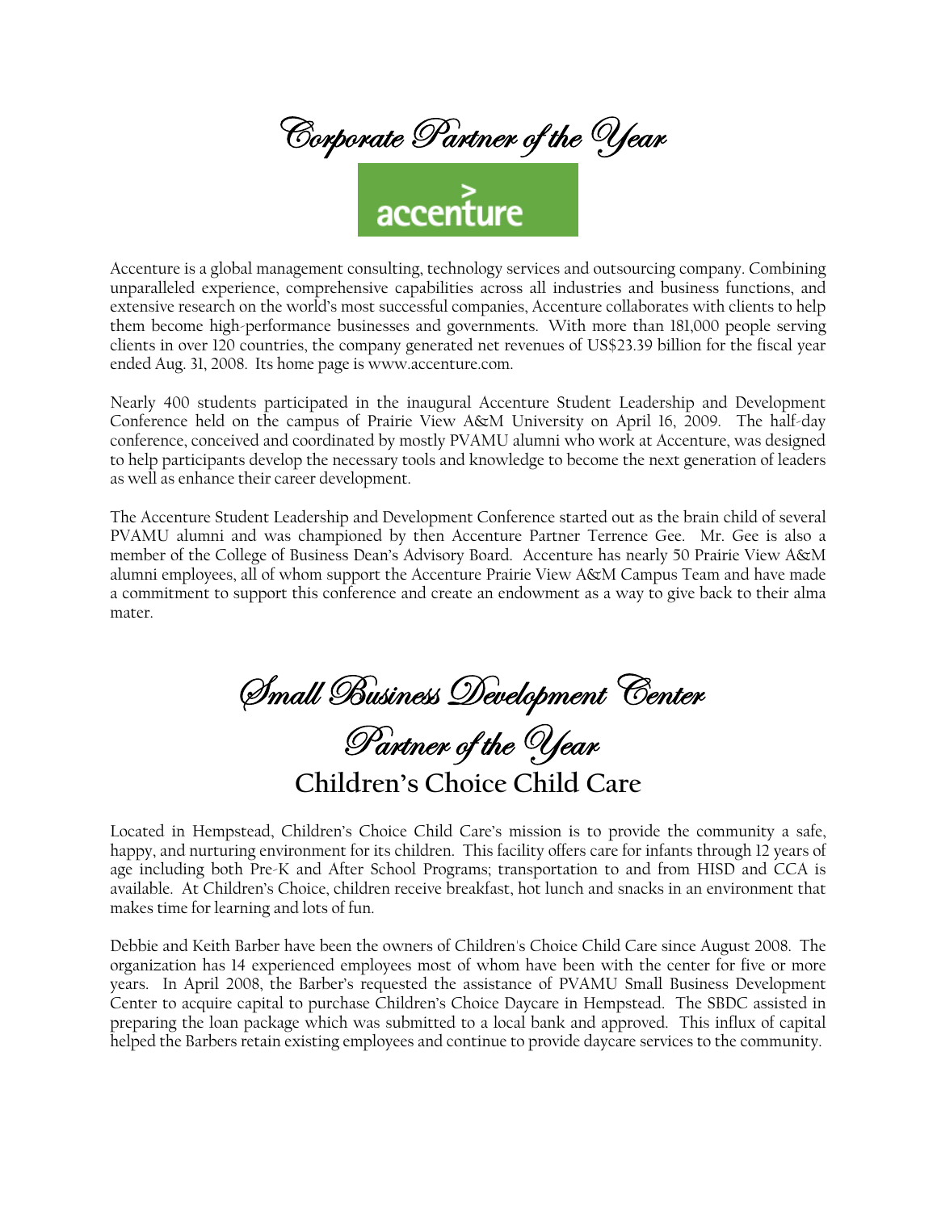# Corporate Partner of the Year

accenture

Accenture is a global management consulting, technology services and outsourcing company. Combining unparalleled experience, comprehensive capabilities across all industries and business functions, and extensive research on the world's most successful companies, Accenture collaborates with clients to help them become high-performance businesses and governments. With more than 181,000 people serving clients in over 120 countries, the company generated net revenues of US$23.39 billion for the fiscal year ended Aug. 31, 2008. Its home page is www.accenture.com.

Nearly 400 students participated in the inaugural Accenture Student Leadership and Development Conference held on the campus of Prairie View A&M University on April 16, 2009. The half-day conference, conceived and coordinated by mostly PVAMU alumni who work at Accenture, was designed to help participants develop the necessary tools and knowledge to become the next generation of leaders as well as enhance their career development.

The Accenture Student Leadership and Development Conference started out as the brain child of several PVAMU alumni and was championed by then Accenture Partner Terrence Gee. Mr. Gee is also a member of the College of Business Dean's Advisory Board. Accenture has nearly 50 Prairie View A&M alumni employees, all of whom support the Accenture Prairie View A&M Campus Team and have made a commitment to support this conference and create an endowment as a way to give back to their alma mater.

# Small Business Development Center Partner of the Year

## Children's Choice Child Care

Located in Hempstead, Children's Choice Child Care's mission is to provide the community a safe, happy, and nurturing environment for its children. This facility offers care for infants through 12 years of age including both Pre-K and After School Programs; transportation to and from HISD and CCA is available. At Children's Choice, children receive breakfast, hot lunch and snacks in an environment that makes time for learning and lots of fun.

Debbie and Keith Barber have been the owners of Children's Choice Child Care since August 2008. The organization has 14 experienced employees most of whom have been with the center for five or more years. In April 2008, the Barber's requested the assistance of PVAMU Small Business Development Center to acquire capital to purchase Children's Choice Daycare in Hempstead. The SBDC assisted in preparing the loan package which was submitted to a local bank and approved. This influx of capital helped the Barbers retain existing employees and continue to provide daycare services to the community.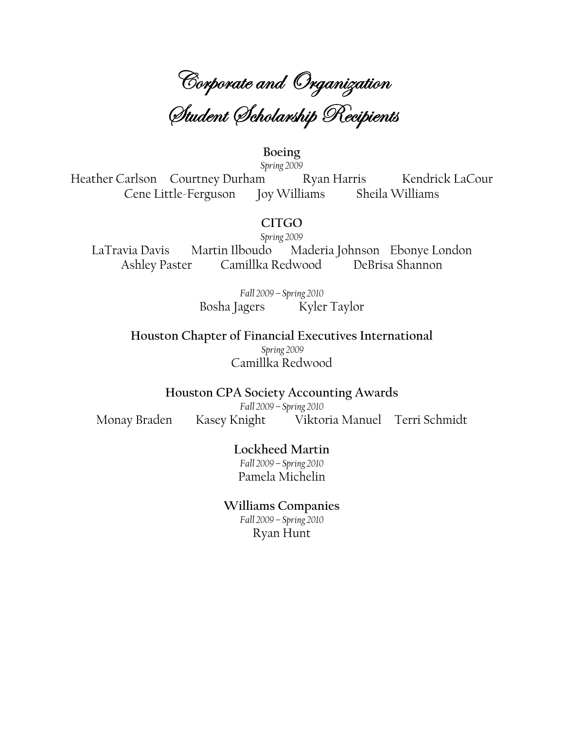# Corporate and Organization Student Scholarship Recipients

**Boeing**

*Spring 2009*

Heather Carlson Courtney Durham Ryan Harris Kendrick LaCour
Cene Little-Ferguson Joy Williams Sheila Williams

**CITGO**

*Spring 2009*

LaTravia Davis Martin Ilboudo Maderia Johnson Ebonye London
Ashley Paster Camillka Redwood DeBrisa Shannon

*Fall 2009 – Spring 2010*

Bosha Jagers Kyler Taylor

**Houston Chapter of Financial Executives International**

*Spring 2009*

Camillka Redwood

**Houston CPA Society Accounting Awards**

*Fall 2009 – Spring 2010*

Monay Braden Kasey Knight Viktoria Manuel Terri Schmidt

**Lockheed Martin**

*Fall 2009 – Spring 2010*

Pamela Michelin

**Williams Companies**

*Fall 2009 – Spring 2010*

Ryan Hunt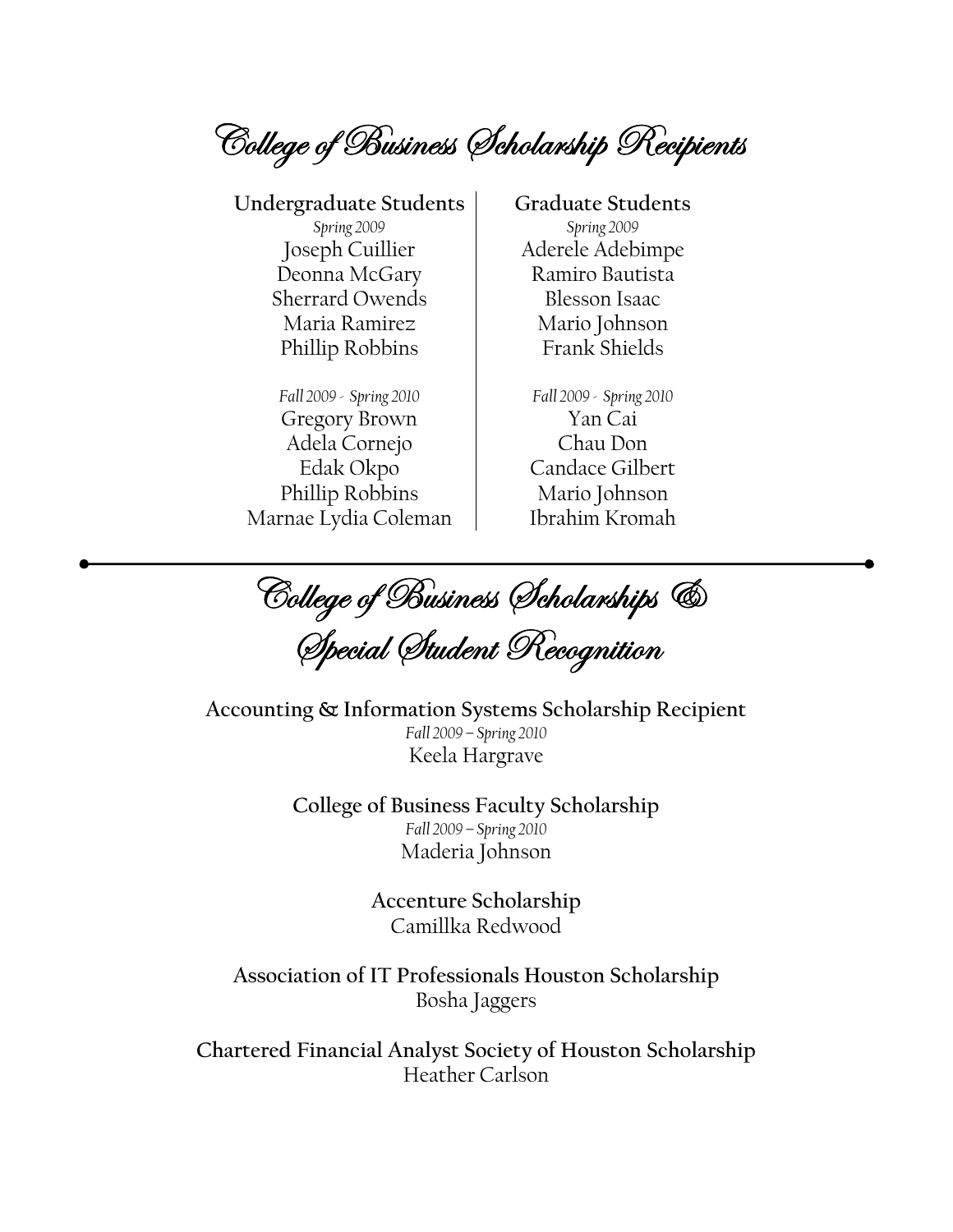# College of Business Scholarship Recipients

**Undergraduate Students**

*Spring 2009*

Joseph Cuillier
Deonna McGary
Sherrard Owends
Maria Ramirez
Phillip Robbins

*Fall 2009 - Spring 2010*

Gregory Brown
Adela Cornejo
Edak Okpo
Phillip Robbins
Marnae Lydia Coleman

**Graduate Students**

*Spring 2009*

Aderele Adebimpe
Ramiro Bautista
Blesson Isaac
Mario Johnson
Frank Shields

*Fall 2009 - Spring 2010*

Yan Cai
Chau Don
Candace Gilbert
Mario Johnson
Ibrahim Kromah

---

# College of Business Scholarships & Special Student Recognition

**Accounting & Information Systems Scholarship Recipient**

*Fall 2009 – Spring 2010*

Keela Hargrave

**College of Business Faculty Scholarship**

*Fall 2009 – Spring 2010*

Maderia Johnson

**Accenture Scholarship**

Camillka Redwood

**Association of IT Professionals Houston Scholarship**

Bosha Jaggers

**Chartered Financial Analyst Society of Houston Scholarship**

Heather Carlson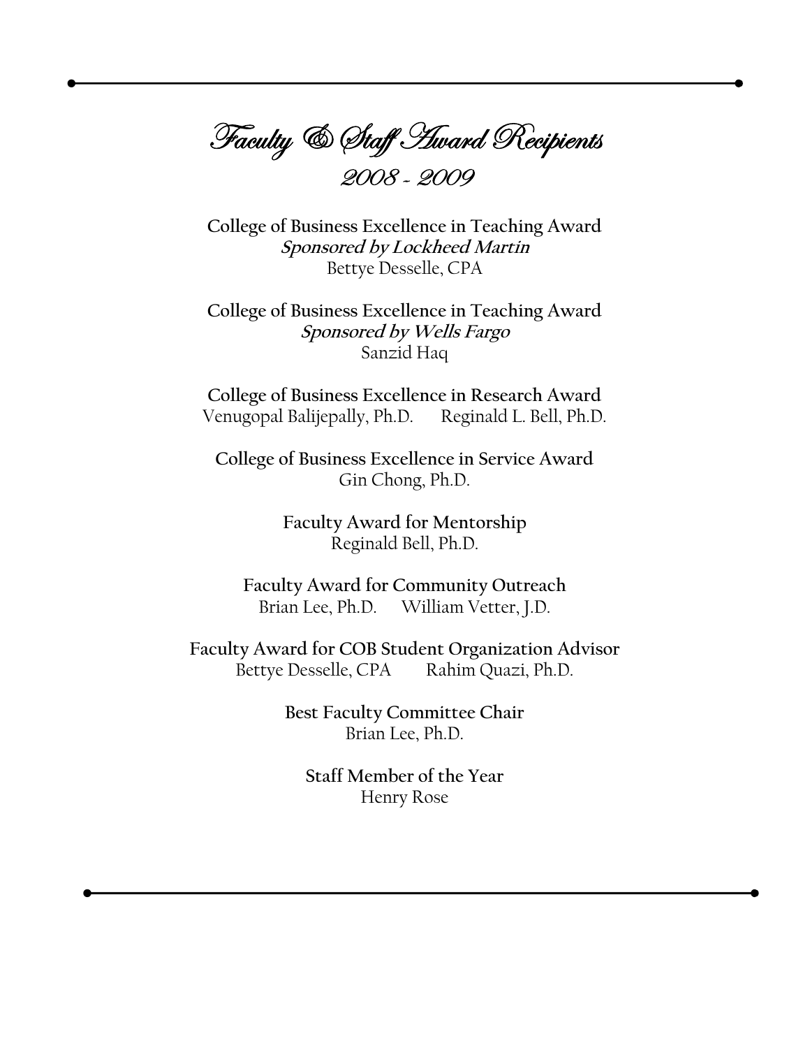# Faculty & Staff Award Recipients

## 2008 - 2009

**College of Business Excellence in Teaching Award**
***Sponsored by Lockheed Martin***
Bettye Desselle, CPA

**College of Business Excellence in Teaching Award**
***Sponsored by Wells Fargo***
Sanzid Haq

**College of Business Excellence in Research Award**
Venugopal Balijepally, Ph.D. Reginald L. Bell, Ph.D.

**College of Business Excellence in Service Award**
Gin Chong, Ph.D.

**Faculty Award for Mentorship**
Reginald Bell, Ph.D.

**Faculty Award for Community Outreach**
Brian Lee, Ph.D. William Vetter, J.D.

**Faculty Award for COB Student Organization Advisor**
Bettye Desselle, CPA Rahim Quazi, Ph.D.

**Best Faculty Committee Chair**
Brian Lee, Ph.D.

**Staff Member of the Year**
Henry Rose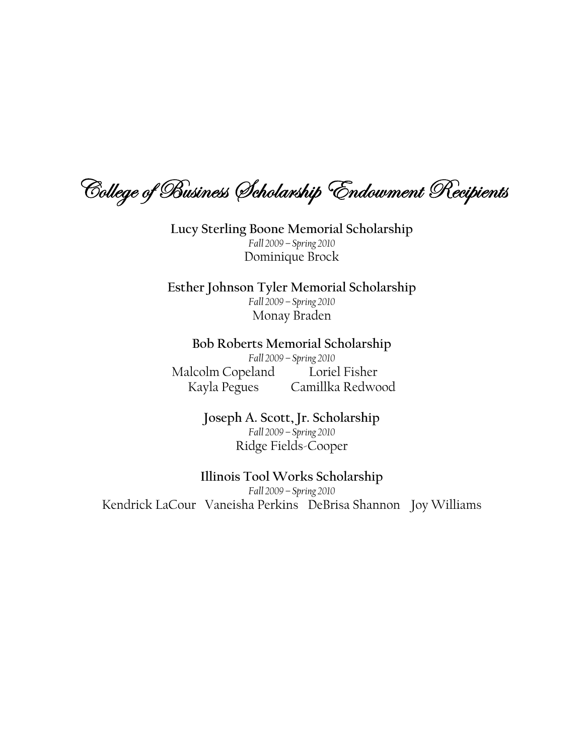# College of Business Scholarship Endowment Recipients

**Lucy Sterling Boone Memorial Scholarship**

*Fall 2009 – Spring 2010*

Dominique Brock

**Esther Johnson Tyler Memorial Scholarship**

*Fall 2009 – Spring 2010*

Monay Braden

**Bob Roberts Memorial Scholarship**

*Fall 2009 – Spring 2010*

Malcolm Copeland    Loriel Fisher

Kayla Pegues    Camillka Redwood

**Joseph A. Scott, Jr. Scholarship**

*Fall 2009 – Spring 2010*

Ridge Fields-Cooper

**Illinois Tool Works Scholarship**

*Fall 2009 – Spring 2010*

Kendrick LaCour    Vaneisha Perkins    DeBrisa Shannon    Joy Williams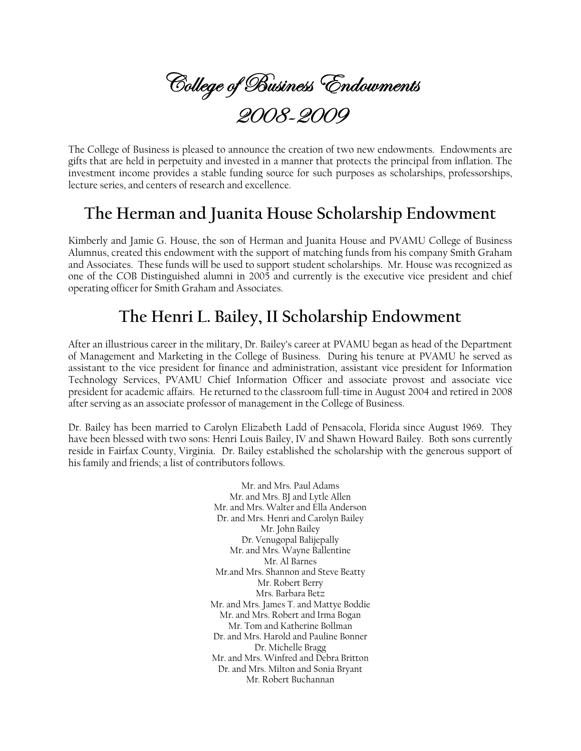# College of Business Endowments 2008-2009

The College of Business is pleased to announce the creation of two new endowments. Endowments are gifts that are held in perpetuity and invested in a manner that protects the principal from inflation. The investment income provides a stable funding source for such purposes as scholarships, professorships, lecture series, and centers of research and excellence.

## The Herman and Juanita House Scholarship Endowment

Kimberly and Jamie G. House, the son of Herman and Juanita House and PVAMU College of Business Alumnus, created this endowment with the support of matching funds from his company Smith Graham and Associates. These funds will be used to support student scholarships. Mr. House was recognized as one of the COB Distinguished alumni in 2005 and currently is the executive vice president and chief operating officer for Smith Graham and Associates.

## The Henri L. Bailey, II Scholarship Endowment

After an illustrious career in the military, Dr. Bailey's career at PVAMU began as head of the Department of Management and Marketing in the College of Business. During his tenure at PVAMU he served as assistant to the vice president for finance and administration, assistant vice president for Information Technology Services, PVAMU Chief Information Officer and associate provost and associate vice president for academic affairs. He returned to the classroom full-time in August 2004 and retired in 2008 after serving as an associate professor of management in the College of Business.

Dr. Bailey has been married to Carolyn Elizabeth Ladd of Pensacola, Florida since August 1969. They have been blessed with two sons: Henri Louis Bailey, IV and Shawn Howard Bailey. Both sons currently reside in Fairfax County, Virginia. Dr. Bailey established the scholarship with the generous support of his family and friends; a list of contributors follows.

Mr. and Mrs. Paul Adams  
Mr. and Mrs. BJ and Lytle Allen  
Mr. and Mrs. Walter and Ella Anderson  
Dr. and Mrs. Henri and Carolyn Bailey  
Mr. John Bailey  
Dr. Venugopal Balijepally  
Mr. and Mrs. Wayne Ballentine  
Mr. Al Barnes  
Mr.and Mrs. Shannon and Steve Beatty  
Mr. Robert Berry  
Mrs. Barbara Betz  
Mr. and Mrs. James T. and Mattye Boddie  
Mr. and Mrs. Robert and Irma Bogan  
Mr. Tom and Katherine Bollman  
Dr. and Mrs. Harold and Pauline Bonner  
Dr. Michelle Bragg  
Mr. and Mrs. Winfred and Debra Britton  
Dr. and Mrs. Milton and Sonia Bryant  
Mr. Robert Buchannan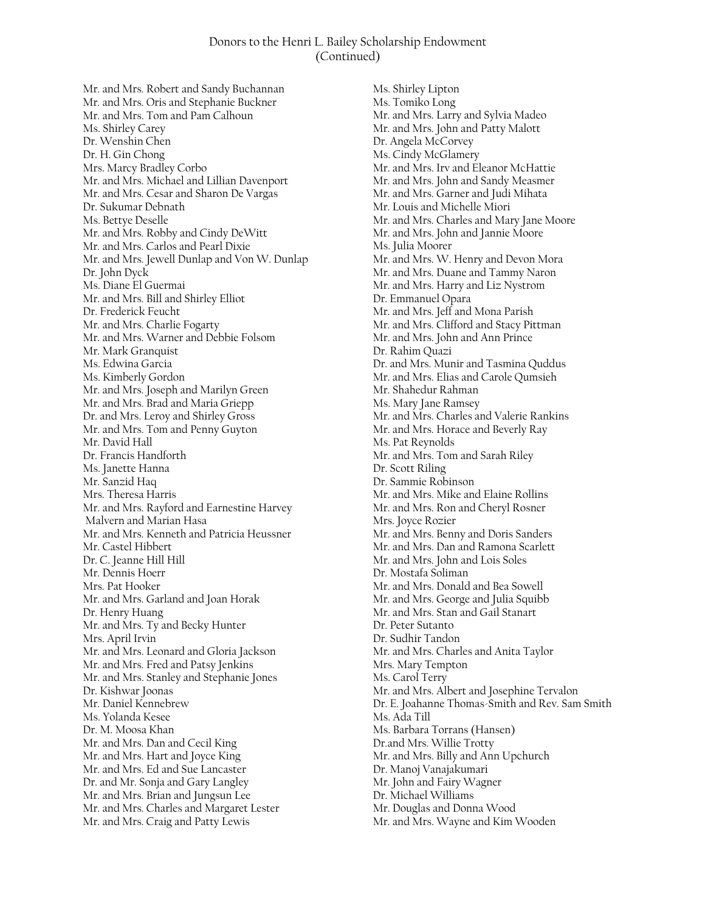# Donors to the Henri L. Bailey Scholarship Endowment (Continued)

Mr. and Mrs. Robert and Sandy Buchannan
Mr. and Mrs. Oris and Stephanie Buckner
Mr. and Mrs. Tom and Pam Calhoun
Ms. Shirley Carey
Dr. Wenshin Chen
Dr. H. Gin Chong
Mrs. Marcy Bradley Corbo
Mr. and Mrs. Michael and Lillian Davenport
Mr. and Mrs. Cesar and Sharon De Vargas
Dr. Sukumar Debnath
Ms. Bettye Deselle
Mr. and Mrs. Robby and Cindy DeWitt
Mr. and Mrs. Carlos and Pearl Dixie
Mr. and Mrs. Jewell Dunlap and Von W. Dunlap
Dr. John Dyck
Ms. Diane El Guermai
Mr. and Mrs. Bill and Shirley Elliot
Dr. Frederick Feucht
Mr. and Mrs. Charlie Fogarty
Mr. and Mrs. Warner and Debbie Folsom
Mr. Mark Granquist
Ms. Edwina Garcia
Ms. Kimberly Gordon
Mr. and Mrs. Joseph and Marilyn Green
Mr. and Mrs. Brad and Maria Griepp
Dr. and Mrs. Leroy and Shirley Gross
Mr. and Mrs. Tom and Penny Guyton
Mr. David Hall
Dr. Francis Handforth
Ms. Janette Hanna
Mr. Sanzid Haq
Mrs. Theresa Harris
Mr. and Mrs. Rayford and Earnestine Harvey
Malvern and Marian Hasa
Mr. and Mrs. Kenneth and Patricia Heussner
Mr. Castel Hibbert
Dr. C. Jeanne Hill Hill
Mr. Dennis Hoerr
Mrs. Pat Hooker
Mr. and Mrs. Garland and Joan Horak
Dr. Henry Huang
Mr. and Mrs. Ty and Becky Hunter
Mrs. April Irvin
Mr. and Mrs. Leonard and Gloria Jackson
Mr. and Mrs. Fred and Patsy Jenkins
Mr. and Mrs. Stanley and Stephanie Jones
Dr. Kishwar Joonas
Mr. Daniel Kennebrew
Ms. Yolanda Kesee
Dr. M. Moosa Khan
Mr. and Mrs. Dan and Cecil King
Mr. and Mrs. Hart and Joyce King
Mr. and Mrs. Ed and Sue Lancaster
Dr. and Mr. Sonja and Gary Langley
Mr. and Mrs. Brian and Jungsun Lee
Mr. and Mrs. Charles and Margaret Lester
Mr. and Mrs. Craig and Patty Lewis
Ms. Shirley Lipton
Ms. Tomiko Long
Mr. and Mrs. Larry and Sylvia Madeo
Mr. and Mrs. John and Patty Malott
Dr. Angela McCorvey
Ms. Cindy McGlamery
Mr. and Mrs. Irv and Eleanor McHattie
Mr. and Mrs. John and Sandy Measmer
Mr. and Mrs. Garner and Judi Mihata
Mr. Louis and Michelle Miori
Mr. and Mrs. Charles and Mary Jane Moore
Mr. and Mrs. John and Jannie Moore
Ms. Julia Moorer
Mr. and Mrs. W. Henry and Devon Mora
Mr. and Mrs. Duane and Tammy Naron
Mr. and Mrs. Harry and Liz Nystrom
Dr. Emmanuel Opara
Mr. and Mrs. Jeff and Mona Parish
Mr. and Mrs. Clifford and Stacy Pittman
Mr. and Mrs. John and Ann Prince
Dr. Rahim Quazi
Dr. and Mrs. Munir and Tasmina Quddus
Mr. and Mrs. Elias and Carole Qumsieh
Mr. Shahedur Rahman
Ms. Mary Jane Ramsey
Mr. and Mrs. Charles and Valerie Rankins
Mr. and Mrs. Horace and Beverly Ray
Ms. Pat Reynolds
Mr. and Mrs. Tom and Sarah Riley
Dr. Scott Riling
Dr. Sammie Robinson
Mr. and Mrs. Mike and Elaine Rollins
Mr. and Mrs. Ron and Cheryl Rosner
Mrs. Joyce Rozier
Mr. and Mrs. Benny and Doris Sanders
Mr. and Mrs. Dan and Ramona Scarlett
Mr. and Mrs. John and Lois Soles
Dr. Mostafa Soliman
Mr. and Mrs. Donald and Bea Sowell
Mr. and Mrs. George and Julia Squibb
Mr. and Mrs. Stan and Gail Stanart
Dr. Peter Sutanto
Dr. Sudhir Tandon
Mr. and Mrs. Charles and Anita Taylor
Mrs. Mary Tempton
Ms. Carol Terry
Mr. and Mrs. Albert and Josephine Tervalon
Dr. E. Joahanne Thomas-Smith and Rev. Sam Smith
Ms. Ada Till
Ms. Barbara Torrans (Hansen)
Dr.and Mrs. Willie Trotty
Mr. and Mrs. Billy and Ann Upchurch
Dr. Manoj Vanajakumari
Mr. John and Fairy Wagner
Dr. Michael Williams
Mr. Douglas and Donna Wood
Mr. and Mrs. Wayne and Kim Wooden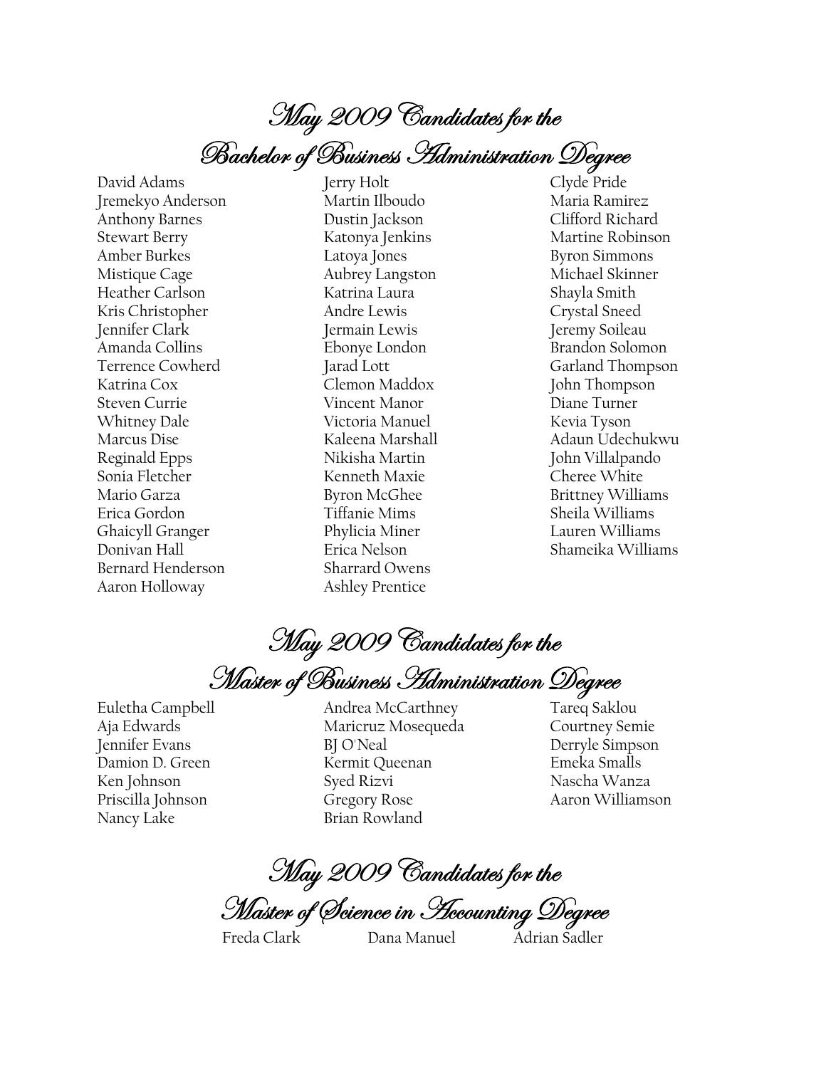# May 2009 Candidates for the Bachelor of Business Administration Degree

David Adams
Jremekyo Anderson
Anthony Barnes
Stewart Berry
Amber Burkes
Mistique Cage
Heather Carlson
Kris Christopher
Jennifer Clark
Amanda Collins
Terrence Cowherd
Katrina Cox
Steven Currie
Whitney Dale
Marcus Dise
Reginald Epps
Sonia Fletcher
Mario Garza
Erica Gordon
Ghaicyll Granger
Donivan Hall
Bernard Henderson
Aaron Holloway
Jerry Holt
Martin Ilboudo
Dustin Jackson
Katonya Jenkins
Latoya Jones
Aubrey Langston
Katrina Laura
Andre Lewis
Jermain Lewis
Ebonye London
Jarad Lott
Clemon Maddox
Vincent Manor
Victoria Manuel
Kaleena Marshall
Nikisha Martin
Kenneth Maxie
Byron McGhee
Tiffanie Mims
Phylicia Miner
Erica Nelson
Sharrard Owens
Ashley Prentice
Clyde Pride
Maria Ramirez
Clifford Richard
Martine Robinson
Byron Simmons
Michael Skinner
Shayla Smith
Crystal Sneed
Jeremy Soileau
Brandon Solomon
Garland Thompson
John Thompson
Diane Turner
Kevia Tyson
Adaun Udechukwu
John Villalpando
Cheree White
Brittney Williams
Sheila Williams
Lauren Williams
Shameika Williams

# May 2009 Candidates for the Master of Business Administration Degree

Euletha Campbell
Aja Edwards
Jennifer Evans
Damion D. Green
Ken Johnson
Priscilla Johnson
Nancy Lake
Andrea McCarthney
Maricruz Mosequeda
BJ O'Neal
Kermit Queenan
Syed Rizvi
Gregory Rose
Brian Rowland
Tareq Saklou
Courtney Semie
Derryle Simpson
Emeka Smalls
Nascha Wanza
Aaron Williamson

# May 2009 Candidates for the Master of Science in Accounting Degree

Freda Clark
Dana Manuel
Adrian Sadler